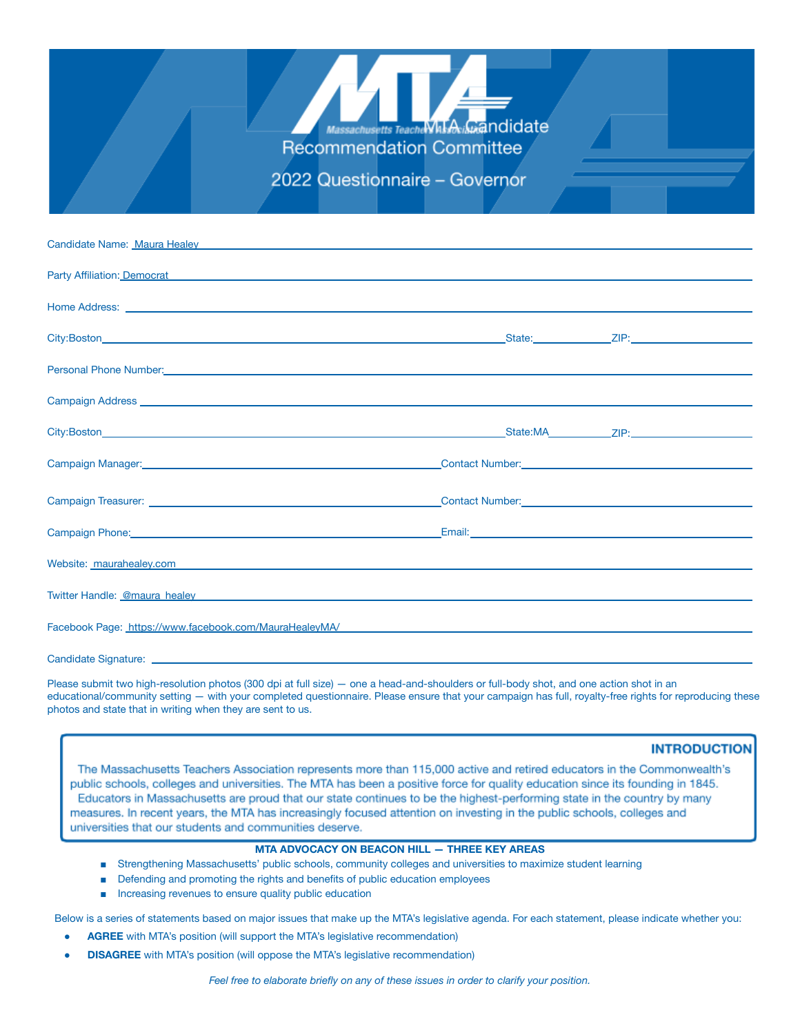# MTA Candidate Recommendation Committee

## 2022 Questionnaire – Governor

Candidate Name: Maura Healey

Party Affiliation: Democrat

Home Address:

City: Boston State: ZIP:

Personal Phone Number:

Campaign Address

City: Boston State: MA ZIP:

Campaign Manager: Contact Number:

Campaign Treasurer: Contact Number:

Campaign Phone: Email:

Website: maurahealey.com

Twitter Handle: @maura_healey

Facebook Page: https://www.facebook.com/MauraHealeyMA/

Candidate Signature:

Please submit two high-resolution photos (300 dpi at full size) — one a head-and-shoulders or full-body shot, and one action shot in an educational/community setting — with your completed questionnaire. Please ensure that your campaign has full, royalty-free rights for reproducing these photos and state that in writing when they are sent to us.

### INTRODUCTION

The Massachusetts Teachers Association represents more than 115,000 active and retired educators in the Commonwealth's public schools, colleges and universities. The MTA has been a positive force for quality education since its founding in 1845.

Educators in Massachusetts are proud that our state continues to be the highest-performing state in the country by many measures. In recent years, the MTA has increasingly focused attention on investing in the public schools, colleges and universities that our students and communities deserve.

### MTA ADVOCACY ON BEACON HILL — THREE KEY AREAS

- Strengthening Massachusetts' public schools, community colleges and universities to maximize student learning
- Defending and promoting the rights and benefits of public education employees
- Increasing revenues to ensure quality public education

Below is a series of statements based on major issues that make up the MTA's legislative agenda. For each statement, please indicate whether you:

- **AGREE** with MTA's position (will support the MTA's legislative recommendation)
- **DISAGREE** with MTA's position (will oppose the MTA's legislative recommendation)

*Feel free to elaborate briefly on any of these issues in order to clarify your position.*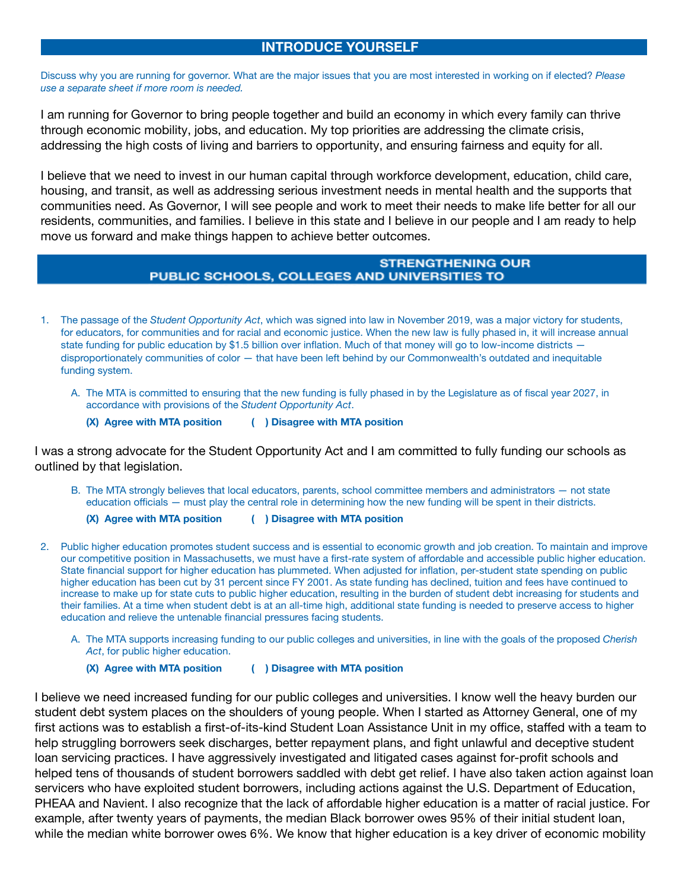## INTRODUCE YOURSELF

Discuss why you are running for governor. What are the major issues that you are most interested in working on if elected? *Please use a separate sheet if more room is needed.*

I am running for Governor to bring people together and build an economy in which every family can thrive through economic mobility, jobs, and education. My top priorities are addressing the climate crisis, addressing the high costs of living and barriers to opportunity, and ensuring fairness and equity for all.

I believe that we need to invest in our human capital through workforce development, education, child care, housing, and transit, as well as addressing serious investment needs in mental health and the supports that communities need. As Governor, I will see people and work to meet their needs to make life better for all our residents, communities, and families. I believe in this state and I believe in our people and I am ready to help move us forward and make things happen to achieve better outcomes.

## STRENGTHENING OUR PUBLIC SCHOOLS, COLLEGES AND UNIVERSITIES TO

1. The passage of the *Student Opportunity Act*, which was signed into law in November 2019, was a major victory for students, for educators, for communities and for racial and economic justice. When the new law is fully phased in, it will increase annual state funding for public education by $1.5 billion over inflation. Much of that money will go to low-income districts — disproportionately communities of color — that have been left behind by our Commonwealth's outdated and inequitable funding system.

   A. The MTA is committed to ensuring that the new funding is fully phased in by the Legislature as of fiscal year 2027, in accordance with provisions of the *Student Opportunity Act*.

   **(X) Agree with MTA position ( ) Disagree with MTA position**

I was a strong advocate for the Student Opportunity Act and I am committed to fully funding our schools as outlined by that legislation.

   B. The MTA strongly believes that local educators, parents, school committee members and administrators — not state education officials — must play the central role in determining how the new funding will be spent in their districts.

   **(X) Agree with MTA position ( ) Disagree with MTA position**

2. Public higher education promotes student success and is essential to economic growth and job creation. To maintain and improve our competitive position in Massachusetts, we must have a first-rate system of affordable and accessible public higher education. State financial support for higher education has plummeted. When adjusted for inflation, per-student state spending on public higher education has been cut by 31 percent since FY 2001. As state funding has declined, tuition and fees have continued to increase to make up for state cuts to public higher education, resulting in the burden of student debt increasing for students and their families. At a time when student debt is at an all-time high, additional state funding is needed to preserve access to higher education and relieve the untenable financial pressures facing students.

   A. The MTA supports increasing funding to our public colleges and universities, in line with the goals of the proposed *Cherish Act*, for public higher education.

   **(X) Agree with MTA position ( ) Disagree with MTA position**

I believe we need increased funding for our public colleges and universities. I know well the heavy burden our student debt system places on the shoulders of young people. When I started as Attorney General, one of my first actions was to establish a first-of-its-kind Student Loan Assistance Unit in my office, staffed with a team to help struggling borrowers seek discharges, better repayment plans, and fight unlawful and deceptive student loan servicing practices. I have aggressively investigated and litigated cases against for-profit schools and helped tens of thousands of student borrowers saddled with debt get relief. I have also taken action against loan servicers who have exploited student borrowers, including actions against the U.S. Department of Education, PHEAA and Navient. I also recognize that the lack of affordable higher education is a matter of racial justice. For example, after twenty years of payments, the median Black borrower owes 95% of their initial student loan, while the median white borrower owes 6%. We know that higher education is a key driver of economic mobility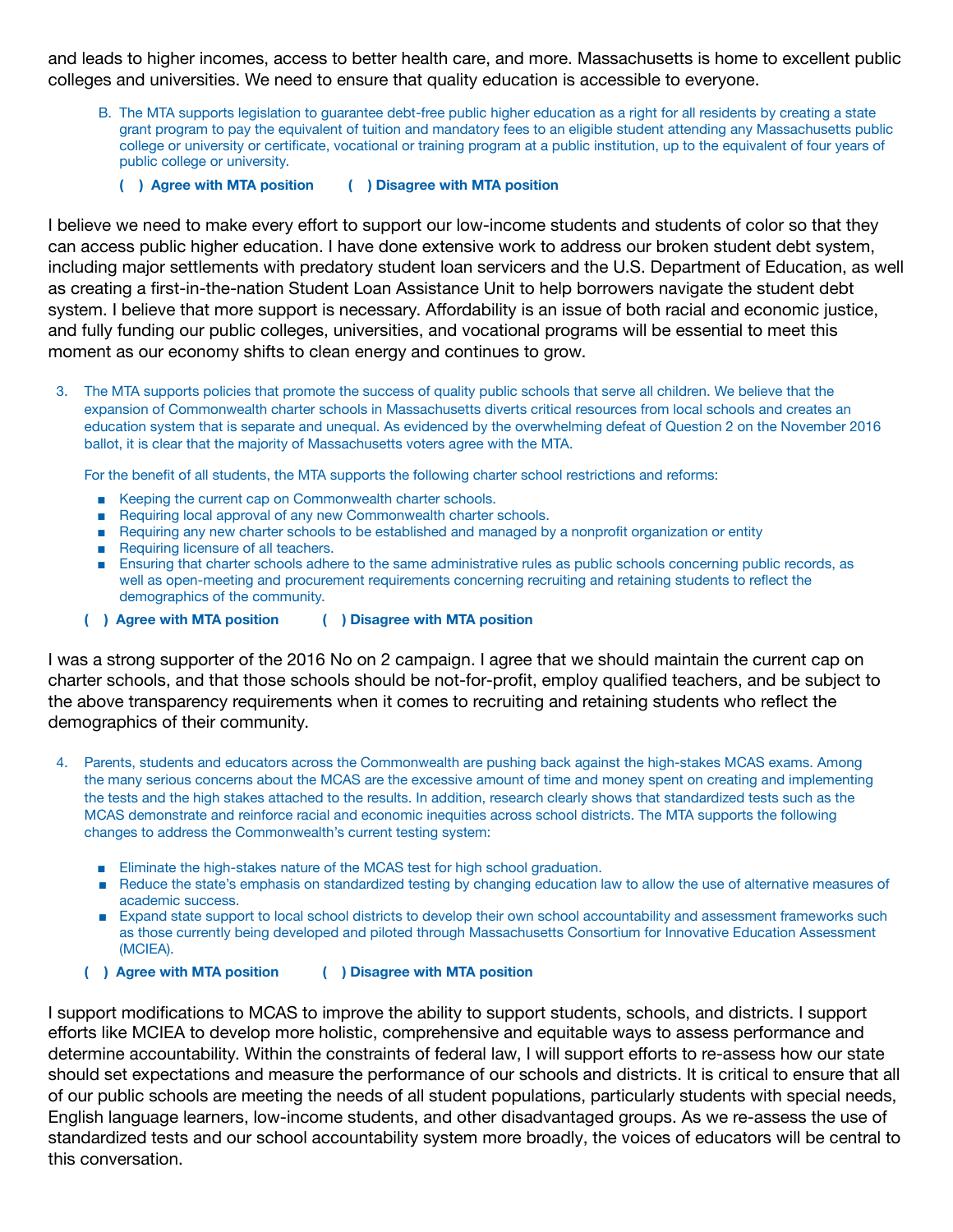and leads to higher incomes, access to better health care, and more. Massachusetts is home to excellent public colleges and universities. We need to ensure that quality education is accessible to everyone.

B. The MTA supports legislation to guarantee debt-free public higher education as a right for all residents by creating a state grant program to pay the equivalent of tuition and mandatory fees to an eligible student attending any Massachusetts public college or university or certificate, vocational or training program at a public institution, up to the equivalent of four years of public college or university.

**( ) Agree with MTA position ( ) Disagree with MTA position**

I believe we need to make every effort to support our low-income students and students of color so that they can access public higher education. I have done extensive work to address our broken student debt system, including major settlements with predatory student loan servicers and the U.S. Department of Education, as well as creating a first-in-the-nation Student Loan Assistance Unit to help borrowers navigate the student debt system. I believe that more support is necessary. Affordability is an issue of both racial and economic justice, and fully funding our public colleges, universities, and vocational programs will be essential to meet this moment as our economy shifts to clean energy and continues to grow.

3. The MTA supports policies that promote the success of quality public schools that serve all children. We believe that the expansion of Commonwealth charter schools in Massachusetts diverts critical resources from local schools and creates an education system that is separate and unequal. As evidenced by the overwhelming defeat of Question 2 on the November 2016 ballot, it is clear that the majority of Massachusetts voters agree with the MTA.

   For the benefit of all students, the MTA supports the following charter school restrictions and reforms:

   - Keeping the current cap on Commonwealth charter schools.
   - Requiring local approval of any new Commonwealth charter schools.
   - Requiring any new charter schools to be established and managed by a nonprofit organization or entity
   - Requiring licensure of all teachers.
   - Ensuring that charter schools adhere to the same administrative rules as public schools concerning public records, as well as open-meeting and procurement requirements concerning recruiting and retaining students to reflect the demographics of the community.

   **( ) Agree with MTA position ( ) Disagree with MTA position**

I was a strong supporter of the 2016 No on 2 campaign. I agree that we should maintain the current cap on charter schools, and that those schools should be not-for-profit, employ qualified teachers, and be subject to the above transparency requirements when it comes to recruiting and retaining students who reflect the demographics of their community.

4. Parents, students and educators across the Commonwealth are pushing back against the high-stakes MCAS exams. Among the many serious concerns about the MCAS are the excessive amount of time and money spent on creating and implementing the tests and the high stakes attached to the results. In addition, research clearly shows that standardized tests such as the MCAS demonstrate and reinforce racial and economic inequities across school districts. The MTA supports the following changes to address the Commonwealth's current testing system:

   - Eliminate the high-stakes nature of the MCAS test for high school graduation.
   - Reduce the state's emphasis on standardized testing by changing education law to allow the use of alternative measures of academic success.
   - Expand state support to local school districts to develop their own school accountability and assessment frameworks such as those currently being developed and piloted through Massachusetts Consortium for Innovative Education Assessment (MCIEA).

   **( ) Agree with MTA position ( ) Disagree with MTA position**

I support modifications to MCAS to improve the ability to support students, schools, and districts. I support efforts like MCIEA to develop more holistic, comprehensive and equitable ways to assess performance and determine accountability. Within the constraints of federal law, I will support efforts to re-assess how our state should set expectations and measure the performance of our schools and districts. It is critical to ensure that all of our public schools are meeting the needs of all student populations, particularly students with special needs, English language learners, low-income students, and other disadvantaged groups. As we re-assess the use of standardized tests and our school accountability system more broadly, the voices of educators will be central to this conversation.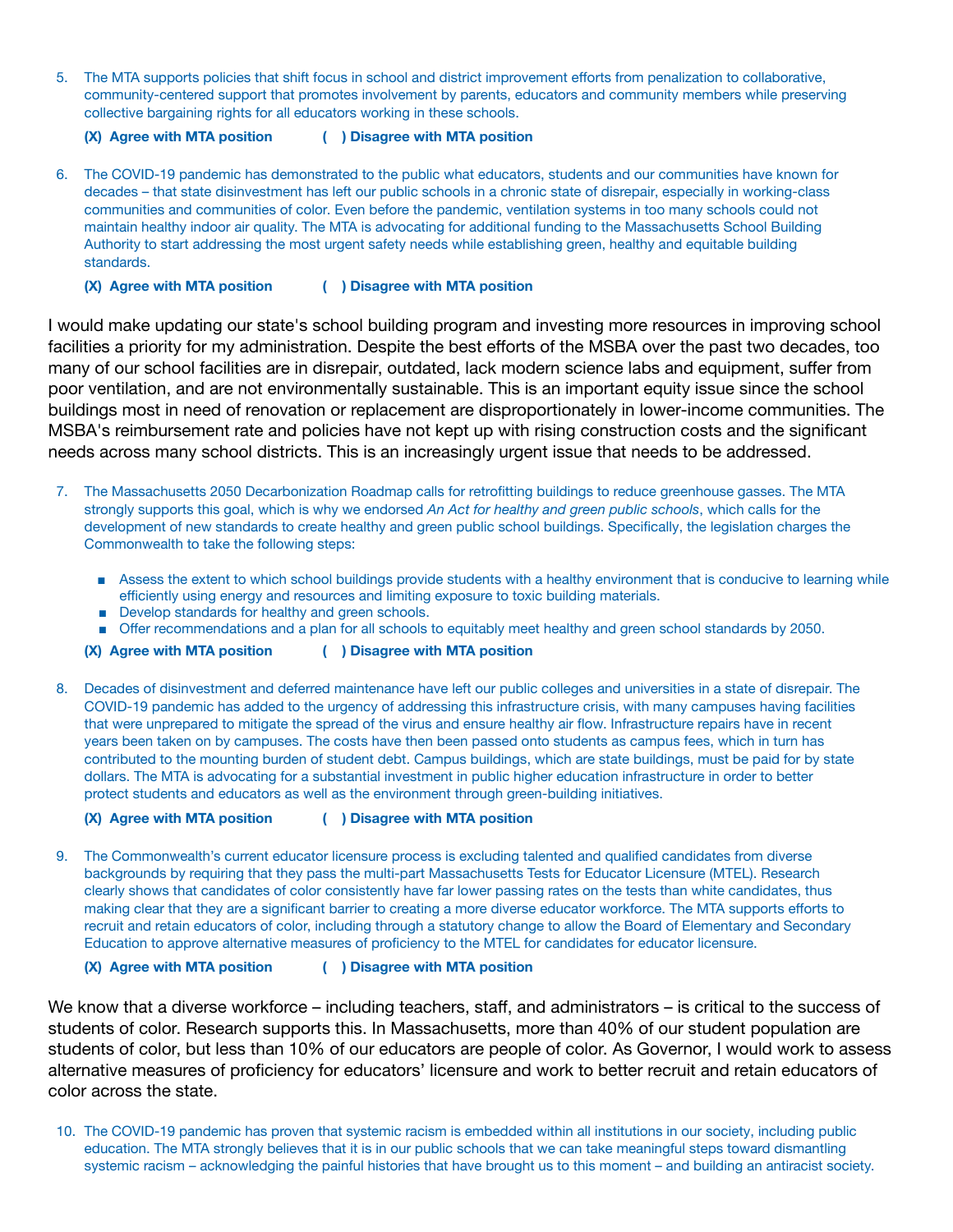5. The MTA supports policies that shift focus in school and district improvement efforts from penalization to collaborative, community-centered support that promotes involvement by parents, educators and community members while preserving collective bargaining rights for all educators working in these schools.

   **(X) Agree with MTA position ( ) Disagree with MTA position**

6. The COVID-19 pandemic has demonstrated to the public what educators, students and our communities have known for decades – that state disinvestment has left our public schools in a chronic state of disrepair, especially in working-class communities and communities of color. Even before the pandemic, ventilation systems in too many schools could not maintain healthy indoor air quality. The MTA is advocating for additional funding to the Massachusetts School Building Authority to start addressing the most urgent safety needs while establishing green, healthy and equitable building standards.

   **(X) Agree with MTA position ( ) Disagree with MTA position**

I would make updating our state's school building program and investing more resources in improving school facilities a priority for my administration. Despite the best efforts of the MSBA over the past two decades, too many of our school facilities are in disrepair, outdated, lack modern science labs and equipment, suffer from poor ventilation, and are not environmentally sustainable. This is an important equity issue since the school buildings most in need of renovation or replacement are disproportionately in lower-income communities. The MSBA's reimbursement rate and policies have not kept up with rising construction costs and the significant needs across many school districts. This is an increasingly urgent issue that needs to be addressed.

7. The Massachusetts 2050 Decarbonization Roadmap calls for retrofitting buildings to reduce greenhouse gasses. The MTA strongly supports this goal, which is why we endorsed *An Act for healthy and green public schools*, which calls for the development of new standards to create healthy and green public school buildings. Specifically, the legislation charges the Commonwealth to take the following steps:

   - Assess the extent to which school buildings provide students with a healthy environment that is conducive to learning while efficiently using energy and resources and limiting exposure to toxic building materials.
   - Develop standards for healthy and green schools.
   - Offer recommendations and a plan for all schools to equitably meet healthy and green school standards by 2050.

   **(X) Agree with MTA position ( ) Disagree with MTA position**

8. Decades of disinvestment and deferred maintenance have left our public colleges and universities in a state of disrepair. The COVID-19 pandemic has added to the urgency of addressing this infrastructure crisis, with many campuses having facilities that were unprepared to mitigate the spread of the virus and ensure healthy air flow. Infrastructure repairs have in recent years been taken on by campuses. The costs have then been passed onto students as campus fees, which in turn has contributed to the mounting burden of student debt. Campus buildings, which are state buildings, must be paid for by state dollars. The MTA is advocating for a substantial investment in public higher education infrastructure in order to better protect students and educators as well as the environment through green-building initiatives.

   **(X) Agree with MTA position ( ) Disagree with MTA position**

9. The Commonwealth's current educator licensure process is excluding talented and qualified candidates from diverse backgrounds by requiring that they pass the multi-part Massachusetts Tests for Educator Licensure (MTEL). Research clearly shows that candidates of color consistently have far lower passing rates on the tests than white candidates, thus making clear that they are a significant barrier to creating a more diverse educator workforce. The MTA supports efforts to recruit and retain educators of color, including through a statutory change to allow the Board of Elementary and Secondary Education to approve alternative measures of proficiency to the MTEL for candidates for educator licensure.

   **(X) Agree with MTA position ( ) Disagree with MTA position**

We know that a diverse workforce – including teachers, staff, and administrators – is critical to the success of students of color. Research supports this. In Massachusetts, more than 40% of our student population are students of color, but less than 10% of our educators are people of color. As Governor, I would work to assess alternative measures of proficiency for educators' licensure and work to better recruit and retain educators of color across the state.

10. The COVID-19 pandemic has proven that systemic racism is embedded within all institutions in our society, including public education. The MTA strongly believes that it is in our public schools that we can take meaningful steps toward dismantling systemic racism – acknowledging the painful histories that have brought us to this moment – and building an antiracist society.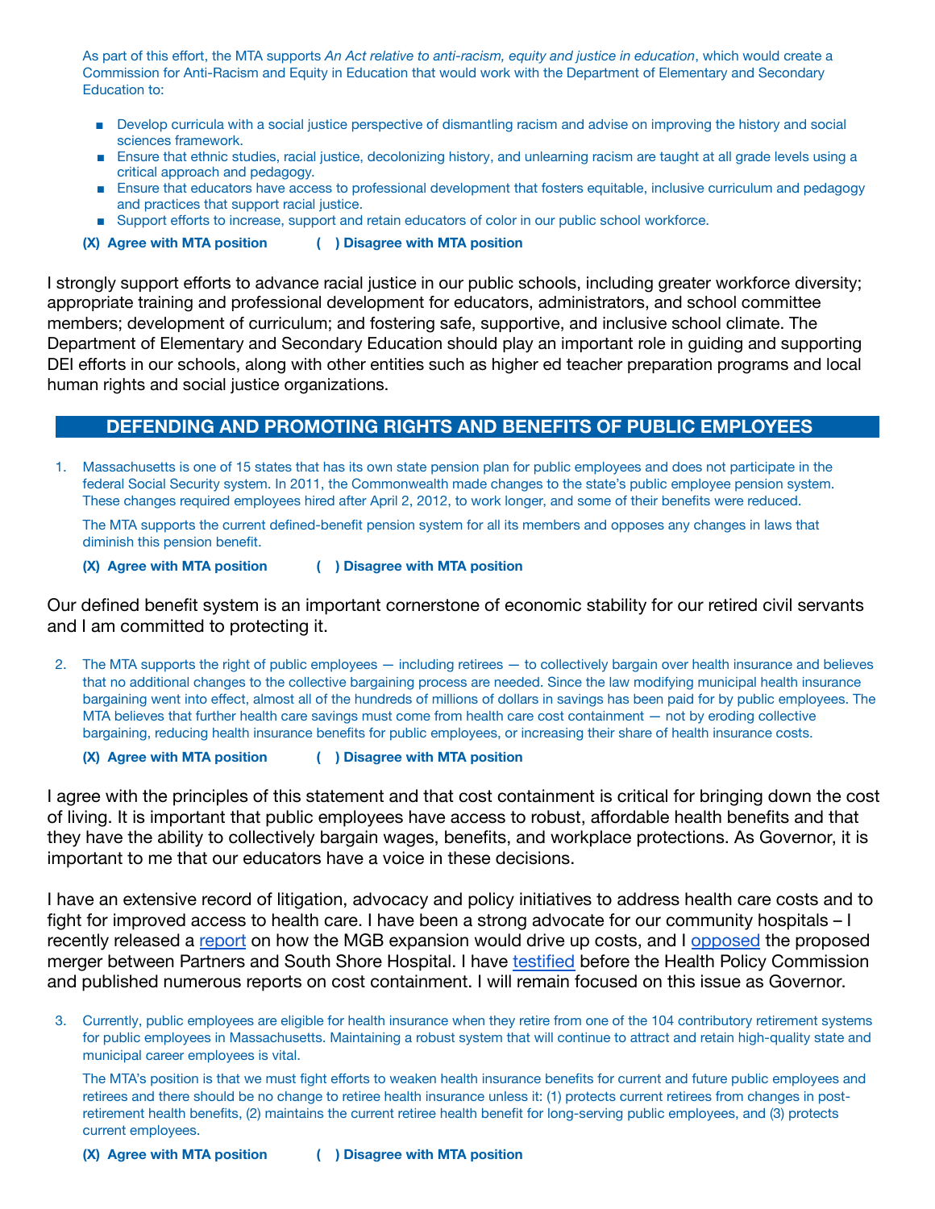As part of this effort, the MTA supports *An Act relative to anti-racism, equity and justice in education*, which would create a Commission for Anti-Racism and Equity in Education that would work with the Department of Elementary and Secondary Education to:

- Develop curricula with a social justice perspective of dismantling racism and advise on improving the history and social sciences framework.
- Ensure that ethnic studies, racial justice, decolonizing history, and unlearning racism are taught at all grade levels using a critical approach and pedagogy.
- Ensure that educators have access to professional development that fosters equitable, inclusive curriculum and pedagogy and practices that support racial justice.
- Support efforts to increase, support and retain educators of color in our public school workforce.

**(X) Agree with MTA position ( ) Disagree with MTA position**

I strongly support efforts to advance racial justice in our public schools, including greater workforce diversity; appropriate training and professional development for educators, administrators, and school committee members; development of curriculum; and fostering safe, supportive, and inclusive school climate. The Department of Elementary and Secondary Education should play an important role in guiding and supporting DEI efforts in our schools, along with other entities such as higher ed teacher preparation programs and local human rights and social justice organizations.

## DEFENDING AND PROMOTING RIGHTS AND BENEFITS OF PUBLIC EMPLOYEES

1. Massachusetts is one of 15 states that has its own state pension plan for public employees and does not participate in the federal Social Security system. In 2011, the Commonwealth made changes to the state's public employee pension system. These changes required employees hired after April 2, 2012, to work longer, and some of their benefits were reduced.

   The MTA supports the current defined-benefit pension system for all its members and opposes any changes in laws that diminish this pension benefit.

   **(X) Agree with MTA position ( ) Disagree with MTA position**

Our defined benefit system is an important cornerstone of economic stability for our retired civil servants and I am committed to protecting it.

2. The MTA supports the right of public employees — including retirees — to collectively bargain over health insurance and believes that no additional changes to the collective bargaining process are needed. Since the law modifying municipal health insurance bargaining went into effect, almost all of the hundreds of millions of dollars in savings has been paid for by public employees. The MTA believes that further health care savings must come from health care cost containment — not by eroding collective bargaining, reducing health insurance benefits for public employees, or increasing their share of health insurance costs.

   **(X) Agree with MTA position ( ) Disagree with MTA position**

I agree with the principles of this statement and that cost containment is critical for bringing down the cost of living. It is important that public employees have access to robust, affordable health benefits and that they have the ability to collectively bargain wages, benefits, and workplace protections. As Governor, it is important to me that our educators have a voice in these decisions.

I have an extensive record of litigation, advocacy and policy initiatives to address health care costs and to fight for improved access to health care. I have been a strong advocate for our community hospitals – I recently released a report on how the MGB expansion would drive up costs, and I opposed the proposed merger between Partners and South Shore Hospital. I have testified before the Health Policy Commission and published numerous reports on cost containment. I will remain focused on this issue as Governor.

3. Currently, public employees are eligible for health insurance when they retire from one of the 104 contributory retirement systems for public employees in Massachusetts. Maintaining a robust system that will continue to attract and retain high-quality state and municipal career employees is vital.

   The MTA's position is that we must fight efforts to weaken health insurance benefits for current and future public employees and retirees and there should be no change to retiree health insurance unless it: (1) protects current retirees from changes in post-retirement health benefits, (2) maintains the current retiree health benefit for long-serving public employees, and (3) protects current employees.

   **(X) Agree with MTA position ( ) Disagree with MTA position**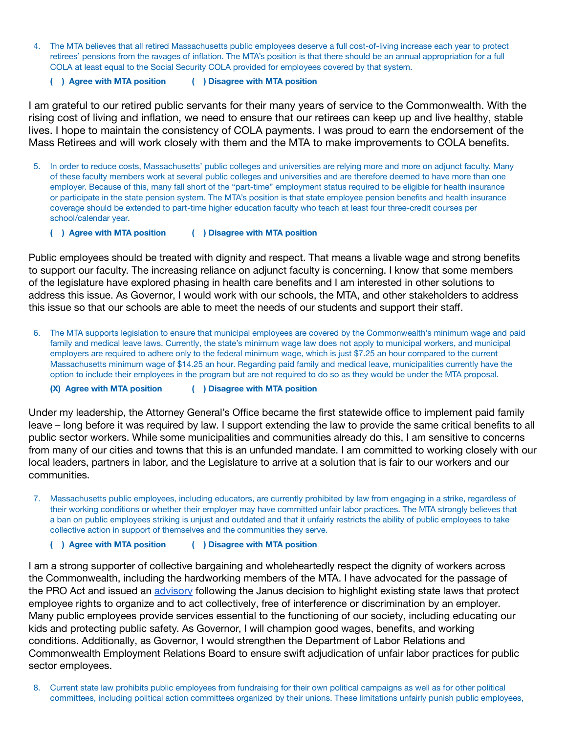4. The MTA believes that all retired Massachusetts public employees deserve a full cost-of-living increase each year to protect retirees' pensions from the ravages of inflation. The MTA's position is that there should be an annual appropriation for a full COLA at least equal to the Social Security COLA provided for employees covered by that system.

   **( ) Agree with MTA position ( ) Disagree with MTA position**

I am grateful to our retired public servants for their many years of service to the Commonwealth. With the rising cost of living and inflation, we need to ensure that our retirees can keep up and live healthy, stable lives. I hope to maintain the consistency of COLA payments. I was proud to earn the endorsement of the Mass Retirees and will work closely with them and the MTA to make improvements to COLA benefits.

5. In order to reduce costs, Massachusetts' public colleges and universities are relying more and more on adjunct faculty. Many of these faculty members work at several public colleges and universities and are therefore deemed to have more than one employer. Because of this, many fall short of the "part-time" employment status required to be eligible for health insurance or participate in the state pension system. The MTA's position is that state employee pension benefits and health insurance coverage should be extended to part-time higher education faculty who teach at least four three-credit courses per school/calendar year.

   **( ) Agree with MTA position ( ) Disagree with MTA position**

Public employees should be treated with dignity and respect. That means a livable wage and strong benefits to support our faculty. The increasing reliance on adjunct faculty is concerning. I know that some members of the legislature have explored phasing in health care benefits and I am interested in other solutions to address this issue. As Governor, I would work with our schools, the MTA, and other stakeholders to address this issue so that our schools are able to meet the needs of our students and support their staff.

6. The MTA supports legislation to ensure that municipal employees are covered by the Commonwealth's minimum wage and paid family and medical leave laws. Currently, the state's minimum wage law does not apply to municipal workers, and municipal employers are required to adhere only to the federal minimum wage, which is just $7.25 an hour compared to the current Massachusetts minimum wage of $14.25 an hour. Regarding paid family and medical leave, municipalities currently have the option to include their employees in the program but are not required to do so as they would be under the MTA proposal.

   **(X) Agree with MTA position ( ) Disagree with MTA position**

Under my leadership, the Attorney General's Office became the first statewide office to implement paid family leave – long before it was required by law. I support extending the law to provide the same critical benefits to all public sector workers. While some municipalities and communities already do this, I am sensitive to concerns from many of our cities and towns that this is an unfunded mandate. I am committed to working closely with our local leaders, partners in labor, and the Legislature to arrive at a solution that is fair to our workers and our communities.

7. Massachusetts public employees, including educators, are currently prohibited by law from engaging in a strike, regardless of their working conditions or whether their employer may have committed unfair labor practices. The MTA strongly believes that a ban on public employees striking is unjust and outdated and that it unfairly restricts the ability of public employees to take collective action in support of themselves and the communities they serve.

   **( ) Agree with MTA position ( ) Disagree with MTA position**

I am a strong supporter of collective bargaining and wholeheartedly respect the dignity of workers across the Commonwealth, including the hardworking members of the MTA. I have advocated for the passage of the PRO Act and issued an advisory following the Janus decision to highlight existing state laws that protect employee rights to organize and to act collectively, free of interference or discrimination by an employer. Many public employees provide services essential to the functioning of our society, including educating our kids and protecting public safety. As Governor, I will champion good wages, benefits, and working conditions. Additionally, as Governor, I would strengthen the Department of Labor Relations and Commonwealth Employment Relations Board to ensure swift adjudication of unfair labor practices for public sector employees.

8. Current state law prohibits public employees from fundraising for their own political campaigns as well as for other political committees, including political action committees organized by their unions. These limitations unfairly punish public employees,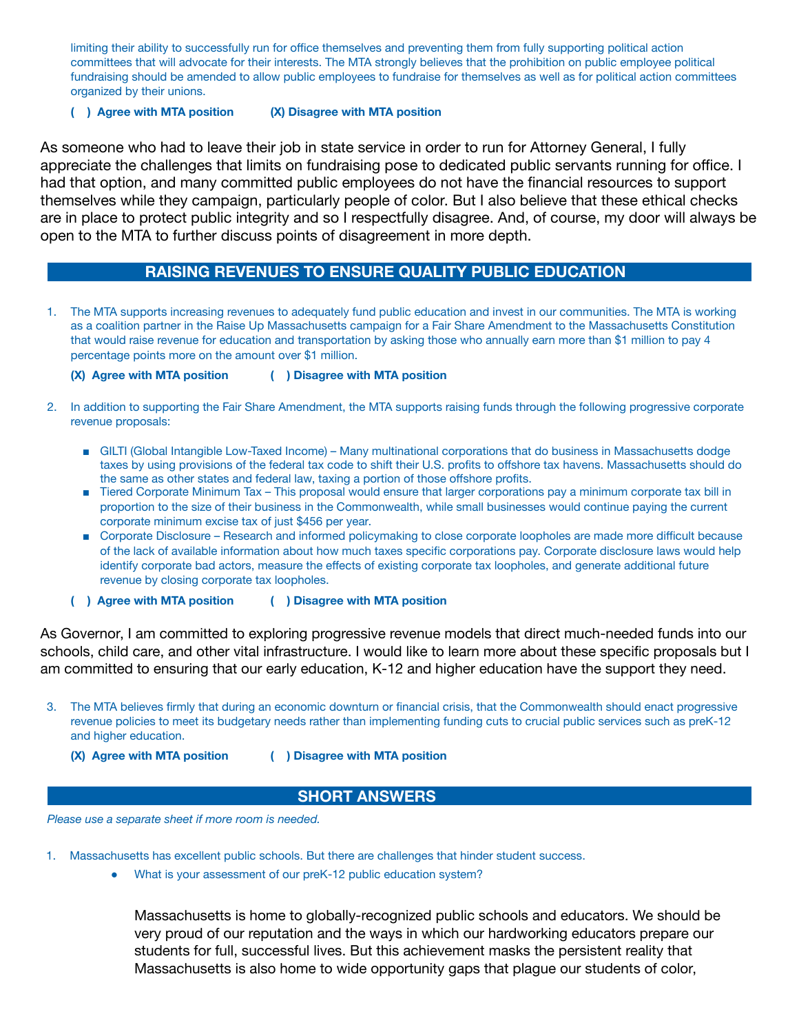limiting their ability to successfully run for office themselves and preventing them from fully supporting political action committees that will advocate for their interests. The MTA strongly believes that the prohibition on public employee political fundraising should be amended to allow public employees to fundraise for themselves as well as for political action committees organized by their unions.

**( ) Agree with MTA position** **(X) Disagree with MTA position**

As someone who had to leave their job in state service in order to run for Attorney General, I fully appreciate the challenges that limits on fundraising pose to dedicated public servants running for office. I had that option, and many committed public employees do not have the financial resources to support themselves while they campaign, particularly people of color. But I also believe that these ethical checks are in place to protect public integrity and so I respectfully disagree. And, of course, my door will always be open to the MTA to further discuss points of disagreement in more depth.

## RAISING REVENUES TO ENSURE QUALITY PUBLIC EDUCATION

1. The MTA supports increasing revenues to adequately fund public education and invest in our communities. The MTA is working as a coalition partner in the Raise Up Massachusetts campaign for a Fair Share Amendment to the Massachusetts Constitution that would raise revenue for education and transportation by asking those who annually earn more than $1 million to pay 4 percentage points more on the amount over $1 million.

   **(X) Agree with MTA position** **( ) Disagree with MTA position**

2. In addition to supporting the Fair Share Amendment, the MTA supports raising funds through the following progressive corporate revenue proposals:

   - GILTI (Global Intangible Low-Taxed Income) – Many multinational corporations that do business in Massachusetts dodge taxes by using provisions of the federal tax code to shift their U.S. profits to offshore tax havens. Massachusetts should do the same as other states and federal law, taxing a portion of those offshore profits.
   - Tiered Corporate Minimum Tax – This proposal would ensure that larger corporations pay a minimum corporate tax bill in proportion to the size of their business in the Commonwealth, while small businesses would continue paying the current corporate minimum excise tax of just $456 per year.
   - Corporate Disclosure – Research and informed policymaking to close corporate loopholes are made more difficult because of the lack of available information about how much taxes specific corporations pay. Corporate disclosure laws would help identify corporate bad actors, measure the effects of existing corporate tax loopholes, and generate additional future revenue by closing corporate tax loopholes.

   **( ) Agree with MTA position** **( ) Disagree with MTA position**

As Governor, I am committed to exploring progressive revenue models that direct much-needed funds into our schools, child care, and other vital infrastructure. I would like to learn more about these specific proposals but I am committed to ensuring that our early education, K-12 and higher education have the support they need.

3. The MTA believes firmly that during an economic downturn or financial crisis, that the Commonwealth should enact progressive revenue policies to meet its budgetary needs rather than implementing funding cuts to crucial public services such as preK-12 and higher education.

   **(X) Agree with MTA position** **( ) Disagree with MTA position**

## SHORT ANSWERS

*Please use a separate sheet if more room is needed.*

1. Massachusetts has excellent public schools. But there are challenges that hinder student success.
   - What is your assessment of our preK-12 public education system?

   Massachusetts is home to globally-recognized public schools and educators. We should be very proud of our reputation and the ways in which our hardworking educators prepare our students for full, successful lives. But this achievement masks the persistent reality that Massachusetts is also home to wide opportunity gaps that plague our students of color,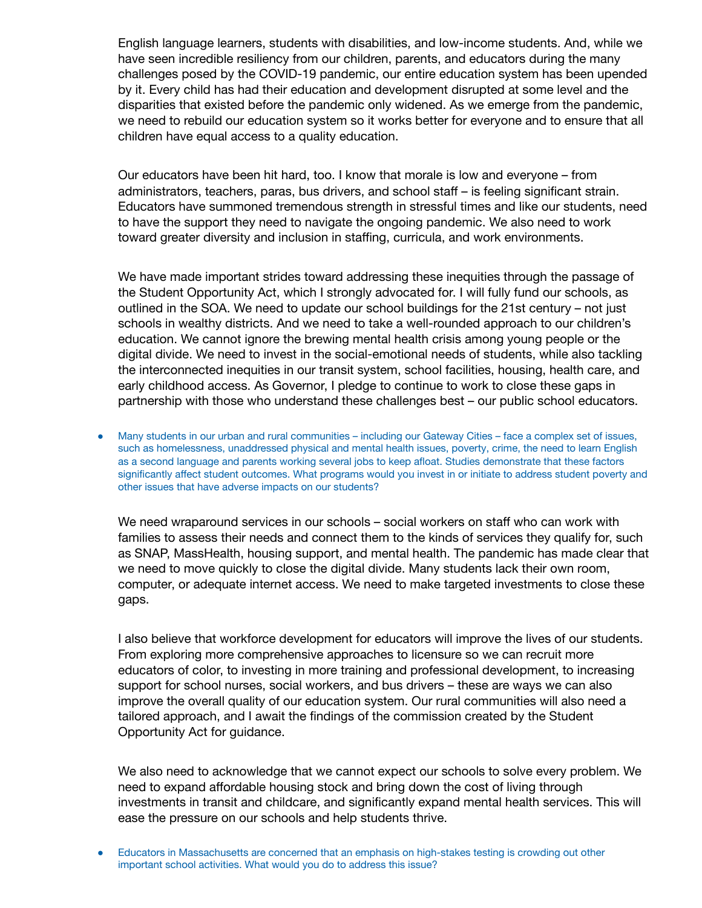English language learners, students with disabilities, and low-income students. And, while we have seen incredible resiliency from our children, parents, and educators during the many challenges posed by the COVID-19 pandemic, our entire education system has been upended by it. Every child has had their education and development disrupted at some level and the disparities that existed before the pandemic only widened. As we emerge from the pandemic, we need to rebuild our education system so it works better for everyone and to ensure that all children have equal access to a quality education.

Our educators have been hit hard, too. I know that morale is low and everyone – from administrators, teachers, paras, bus drivers, and school staff – is feeling significant strain. Educators have summoned tremendous strength in stressful times and like our students, need to have the support they need to navigate the ongoing pandemic. We also need to work toward greater diversity and inclusion in staffing, curricula, and work environments.

We have made important strides toward addressing these inequities through the passage of the Student Opportunity Act, which I strongly advocated for. I will fully fund our schools, as outlined in the SOA. We need to update our school buildings for the 21st century – not just schools in wealthy districts. And we need to take a well-rounded approach to our children's education. We cannot ignore the brewing mental health crisis among young people or the digital divide. We need to invest in the social-emotional needs of students, while also tackling the interconnected inequities in our transit system, school facilities, housing, health care, and early childhood access. As Governor, I pledge to continue to work to close these gaps in partnership with those who understand these challenges best – our public school educators.

- Many students in our urban and rural communities – including our Gateway Cities – face a complex set of issues, such as homelessness, unaddressed physical and mental health issues, poverty, crime, the need to learn English as a second language and parents working several jobs to keep afloat. Studies demonstrate that these factors significantly affect student outcomes. What programs would you invest in or initiate to address student poverty and other issues that have adverse impacts on our students?

We need wraparound services in our schools – social workers on staff who can work with families to assess their needs and connect them to the kinds of services they qualify for, such as SNAP, MassHealth, housing support, and mental health. The pandemic has made clear that we need to move quickly to close the digital divide. Many students lack their own room, computer, or adequate internet access. We need to make targeted investments to close these gaps.

I also believe that workforce development for educators will improve the lives of our students. From exploring more comprehensive approaches to licensure so we can recruit more educators of color, to investing in more training and professional development, to increasing support for school nurses, social workers, and bus drivers – these are ways we can also improve the overall quality of our education system. Our rural communities will also need a tailored approach, and I await the findings of the commission created by the Student Opportunity Act for guidance.

We also need to acknowledge that we cannot expect our schools to solve every problem. We need to expand affordable housing stock and bring down the cost of living through investments in transit and childcare, and significantly expand mental health services. This will ease the pressure on our schools and help students thrive.

- Educators in Massachusetts are concerned that an emphasis on high-stakes testing is crowding out other important school activities. What would you do to address this issue?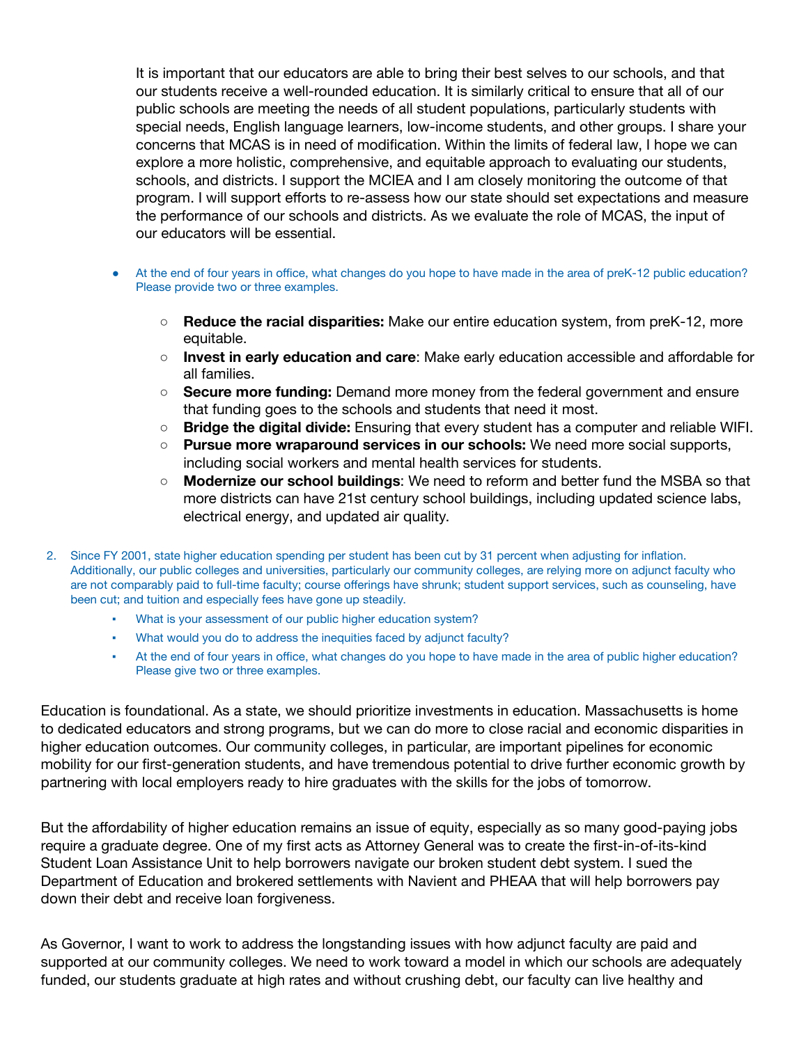It is important that our educators are able to bring their best selves to our schools, and that our students receive a well-rounded education. It is similarly critical to ensure that all of our public schools are meeting the needs of all student populations, particularly students with special needs, English language learners, low-income students, and other groups. I share your concerns that MCAS is in need of modification. Within the limits of federal law, I hope we can explore a more holistic, comprehensive, and equitable approach to evaluating our students, schools, and districts. I support the MCIEA and I am closely monitoring the outcome of that program. I will support efforts to re-assess how our state should set expectations and measure the performance of our schools and districts. As we evaluate the role of MCAS, the input of our educators will be essential.

- At the end of four years in office, what changes do you hope to have made in the area of preK-12 public education? Please provide two or three examples.
  - **Reduce the racial disparities:** Make our entire education system, from preK-12, more equitable.
  - **Invest in early education and care**: Make early education accessible and affordable for all families.
  - **Secure more funding:** Demand more money from the federal government and ensure that funding goes to the schools and students that need it most.
  - **Bridge the digital divide:** Ensuring that every student has a computer and reliable WIFI.
  - **Pursue more wraparound services in our schools:** We need more social supports, including social workers and mental health services for students.
  - **Modernize our school buildings**: We need to reform and better fund the MSBA so that more districts can have 21st century school buildings, including updated science labs, electrical energy, and updated air quality.

2. Since FY 2001, state higher education spending per student has been cut by 31 percent when adjusting for inflation. Additionally, our public colleges and universities, particularly our community colleges, are relying more on adjunct faculty who are not comparably paid to full-time faculty; course offerings have shrunk; student support services, such as counseling, have been cut; and tuition and especially fees have gone up steadily.
   - What is your assessment of our public higher education system?
   - What would you do to address the inequities faced by adjunct faculty?
   - At the end of four years in office, what changes do you hope to have made in the area of public higher education? Please give two or three examples.

Education is foundational. As a state, we should prioritize investments in education. Massachusetts is home to dedicated educators and strong programs, but we can do more to close racial and economic disparities in higher education outcomes. Our community colleges, in particular, are important pipelines for economic mobility for our first-generation students, and have tremendous potential to drive further economic growth by partnering with local employers ready to hire graduates with the skills for the jobs of tomorrow.

But the affordability of higher education remains an issue of equity, especially as so many good-paying jobs require a graduate degree. One of my first acts as Attorney General was to create the first-in-of-its-kind Student Loan Assistance Unit to help borrowers navigate our broken student debt system. I sued the Department of Education and brokered settlements with Navient and PHEAA that will help borrowers pay down their debt and receive loan forgiveness.

As Governor, I want to work to address the longstanding issues with how adjunct faculty are paid and supported at our community colleges. We need to work toward a model in which our schools are adequately funded, our students graduate at high rates and without crushing debt, our faculty can live healthy and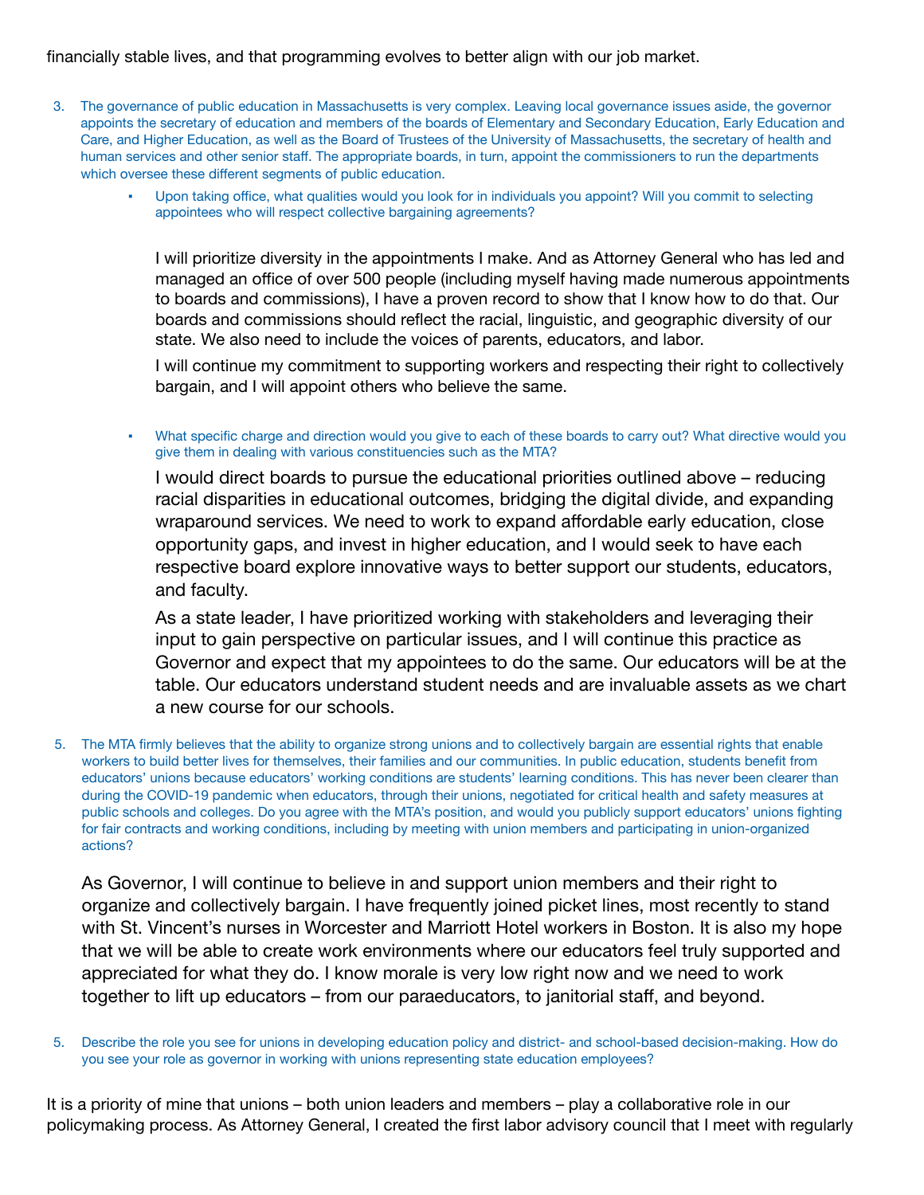financially stable lives, and that programming evolves to better align with our job market.

3. The governance of public education in Massachusetts is very complex. Leaving local governance issues aside, the governor appoints the secretary of education and members of the boards of Elementary and Secondary Education, Early Education and Care, and Higher Education, as well as the Board of Trustees of the University of Massachusetts, the secretary of health and human services and other senior staff. The appropriate boards, in turn, appoint the commissioners to run the departments which oversee these different segments of public education.

    - Upon taking office, what qualities would you look for in individuals you appoint? Will you commit to selecting appointees who will respect collective bargaining agreements?

      I will prioritize diversity in the appointments I make. And as Attorney General who has led and managed an office of over 500 people (including myself having made numerous appointments to boards and commissions), I have a proven record to show that I know how to do that. Our boards and commissions should reflect the racial, linguistic, and geographic diversity of our state. We also need to include the voices of parents, educators, and labor.

      I will continue my commitment to supporting workers and respecting their right to collectively bargain, and I will appoint others who believe the same.

    - What specific charge and direction would you give to each of these boards to carry out? What directive would you give them in dealing with various constituencies such as the MTA?

      I would direct boards to pursue the educational priorities outlined above – reducing racial disparities in educational outcomes, bridging the digital divide, and expanding wraparound services. We need to work to expand affordable early education, close opportunity gaps, and invest in higher education, and I would seek to have each respective board explore innovative ways to better support our students, educators, and faculty.

      As a state leader, I have prioritized working with stakeholders and leveraging their input to gain perspective on particular issues, and I will continue this practice as Governor and expect that my appointees to do the same. Our educators will be at the table. Our educators understand student needs and are invaluable assets as we chart a new course for our schools.

5. The MTA firmly believes that the ability to organize strong unions and to collectively bargain are essential rights that enable workers to build better lives for themselves, their families and our communities. In public education, students benefit from educators' unions because educators' working conditions are students' learning conditions. This has never been clearer than during the COVID-19 pandemic when educators, through their unions, negotiated for critical health and safety measures at public schools and colleges. Do you agree with the MTA's position, and would you publicly support educators' unions fighting for fair contracts and working conditions, including by meeting with union members and participating in union-organized actions?

   As Governor, I will continue to believe in and support union members and their right to organize and collectively bargain. I have frequently joined picket lines, most recently to stand with St. Vincent's nurses in Worcester and Marriott Hotel workers in Boston. It is also my hope that we will be able to create work environments where our educators feel truly supported and appreciated for what they do. I know morale is very low right now and we need to work together to lift up educators – from our paraeducators, to janitorial staff, and beyond.

5. Describe the role you see for unions in developing education policy and district- and school-based decision-making. How do you see your role as governor in working with unions representing state education employees?

It is a priority of mine that unions – both union leaders and members – play a collaborative role in our policymaking process. As Attorney General, I created the first labor advisory council that I meet with regularly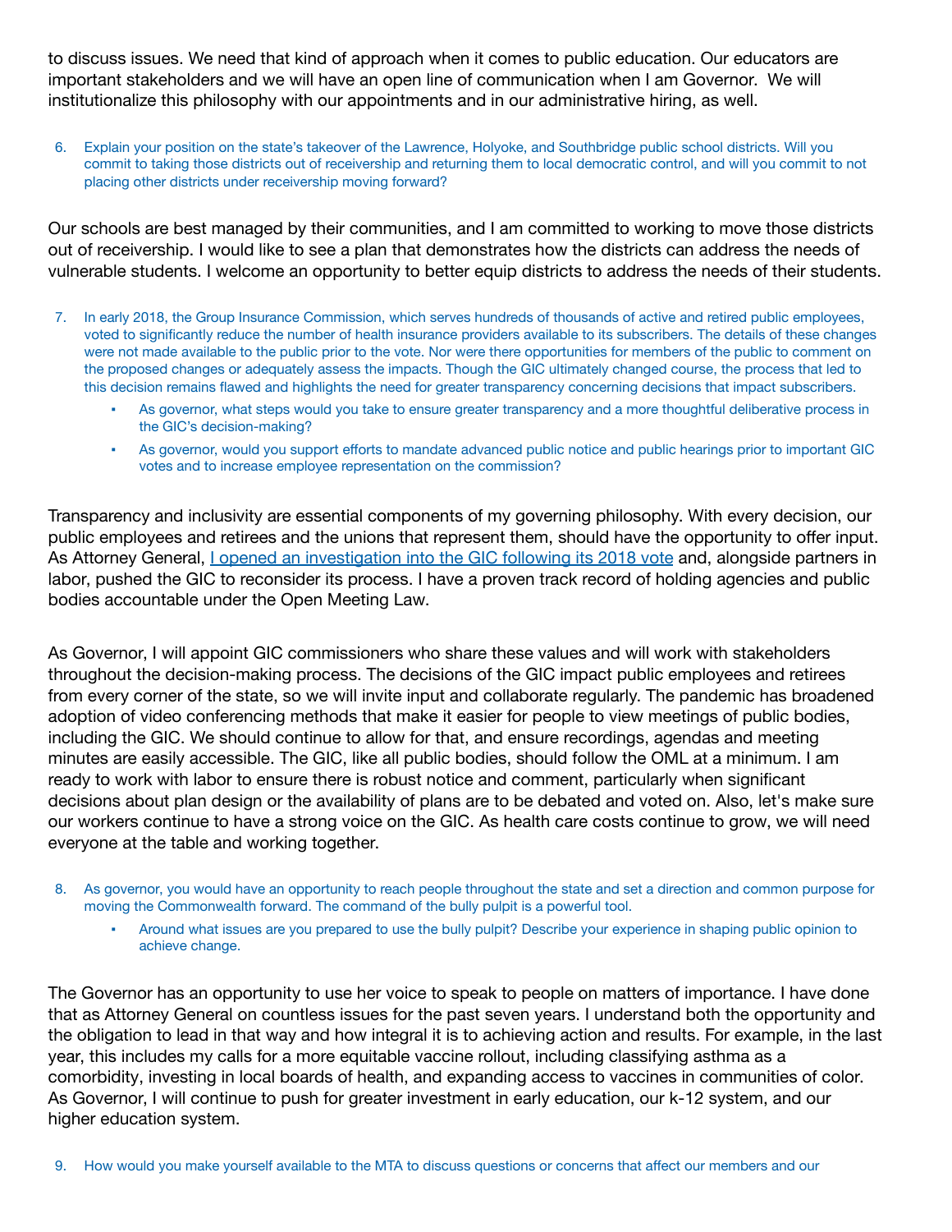to discuss issues. We need that kind of approach when it comes to public education. Our educators are important stakeholders and we will have an open line of communication when I am Governor. We will institutionalize this philosophy with our appointments and in our administrative hiring, as well.

6. Explain your position on the state's takeover of the Lawrence, Holyoke, and Southbridge public school districts. Will you commit to taking those districts out of receivership and returning them to local democratic control, and will you commit to not placing other districts under receivership moving forward?

Our schools are best managed by their communities, and I am committed to working to move those districts out of receivership. I would like to see a plan that demonstrates how the districts can address the needs of vulnerable students. I welcome an opportunity to better equip districts to address the needs of their students.

7. In early 2018, the Group Insurance Commission, which serves hundreds of thousands of active and retired public employees, voted to significantly reduce the number of health insurance providers available to its subscribers. The details of these changes were not made available to the public prior to the vote. Nor were there opportunities for members of the public to comment on the proposed changes or adequately assess the impacts. Though the GIC ultimately changed course, the process that led to this decision remains flawed and highlights the need for greater transparency concerning decisions that impact subscribers.
   - As governor, what steps would you take to ensure greater transparency and a more thoughtful deliberative process in the GIC's decision-making?
   - As governor, would you support efforts to mandate advanced public notice and public hearings prior to important GIC votes and to increase employee representation on the commission?

Transparency and inclusivity are essential components of my governing philosophy. With every decision, our public employees and retirees and the unions that represent them, should have the opportunity to offer input. As Attorney General, I opened an investigation into the GIC following its 2018 vote and, alongside partners in labor, pushed the GIC to reconsider its process. I have a proven track record of holding agencies and public bodies accountable under the Open Meeting Law.

As Governor, I will appoint GIC commissioners who share these values and will work with stakeholders throughout the decision-making process. The decisions of the GIC impact public employees and retirees from every corner of the state, so we will invite input and collaborate regularly. The pandemic has broadened adoption of video conferencing methods that make it easier for people to view meetings of public bodies, including the GIC. We should continue to allow for that, and ensure recordings, agendas and meeting minutes are easily accessible. The GIC, like all public bodies, should follow the OML at a minimum. I am ready to work with labor to ensure there is robust notice and comment, particularly when significant decisions about plan design or the availability of plans are to be debated and voted on. Also, let's make sure our workers continue to have a strong voice on the GIC. As health care costs continue to grow, we will need everyone at the table and working together.

8. As governor, you would have an opportunity to reach people throughout the state and set a direction and common purpose for moving the Commonwealth forward. The command of the bully pulpit is a powerful tool.
   - Around what issues are you prepared to use the bully pulpit? Describe your experience in shaping public opinion to achieve change.

The Governor has an opportunity to use her voice to speak to people on matters of importance. I have done that as Attorney General on countless issues for the past seven years. I understand both the opportunity and the obligation to lead in that way and how integral it is to achieving action and results. For example, in the last year, this includes my calls for a more equitable vaccine rollout, including classifying asthma as a comorbidity, investing in local boards of health, and expanding access to vaccines in communities of color. As Governor, I will continue to push for greater investment in early education, our k-12 system, and our higher education system.

9. How would you make yourself available to the MTA to discuss questions or concerns that affect our members and our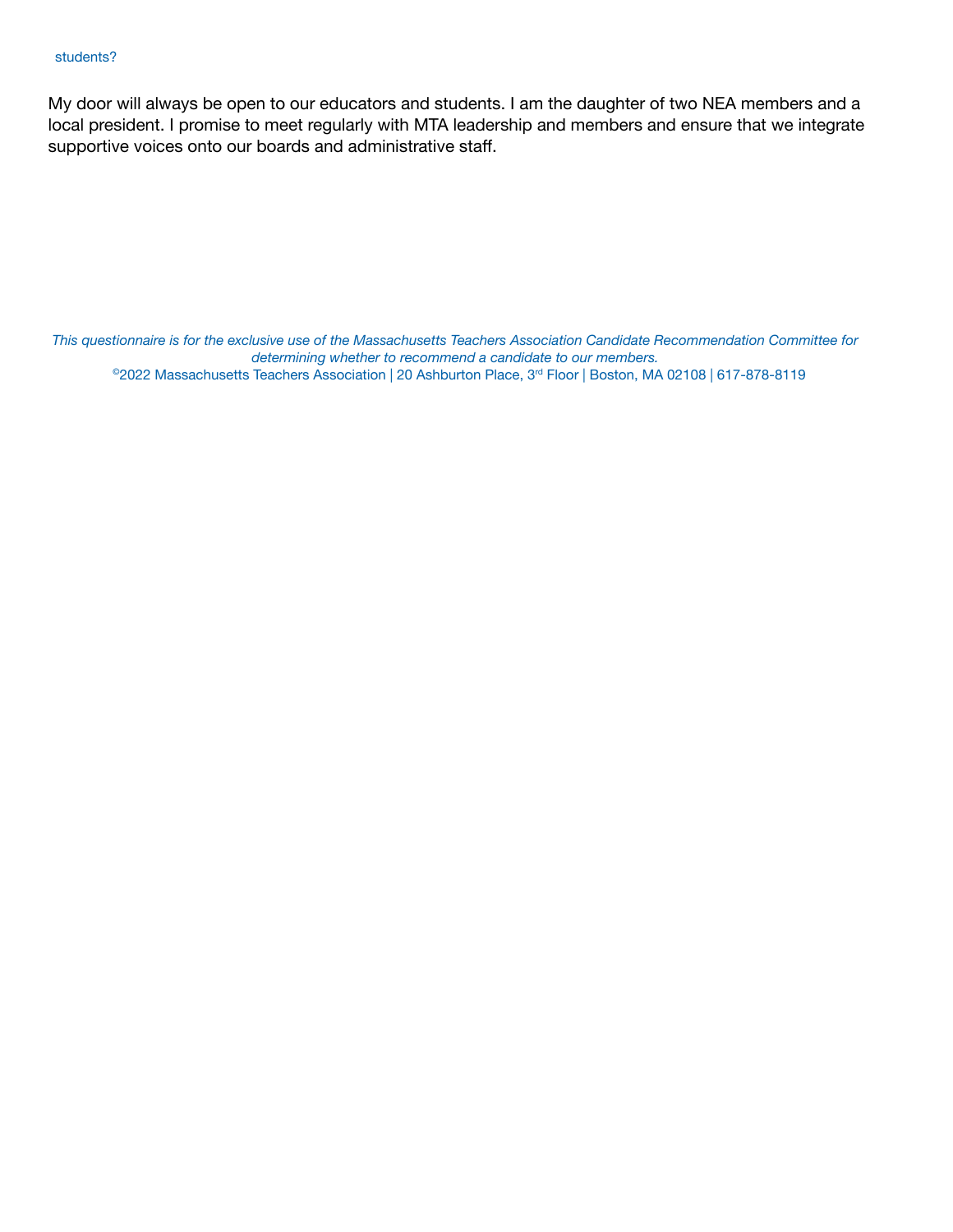students?

My door will always be open to our educators and students. I am the daughter of two NEA members and a local president. I promise to meet regularly with MTA leadership and members and ensure that we integrate supportive voices onto our boards and administrative staff.

*This questionnaire is for the exclusive use of the Massachusetts Teachers Association Candidate Recommendation Committee for determining whether to recommend a candidate to our members.*

©2022 Massachusetts Teachers Association | 20 Ashburton Place, 3rd Floor | Boston, MA 02108 | 617-878-8119